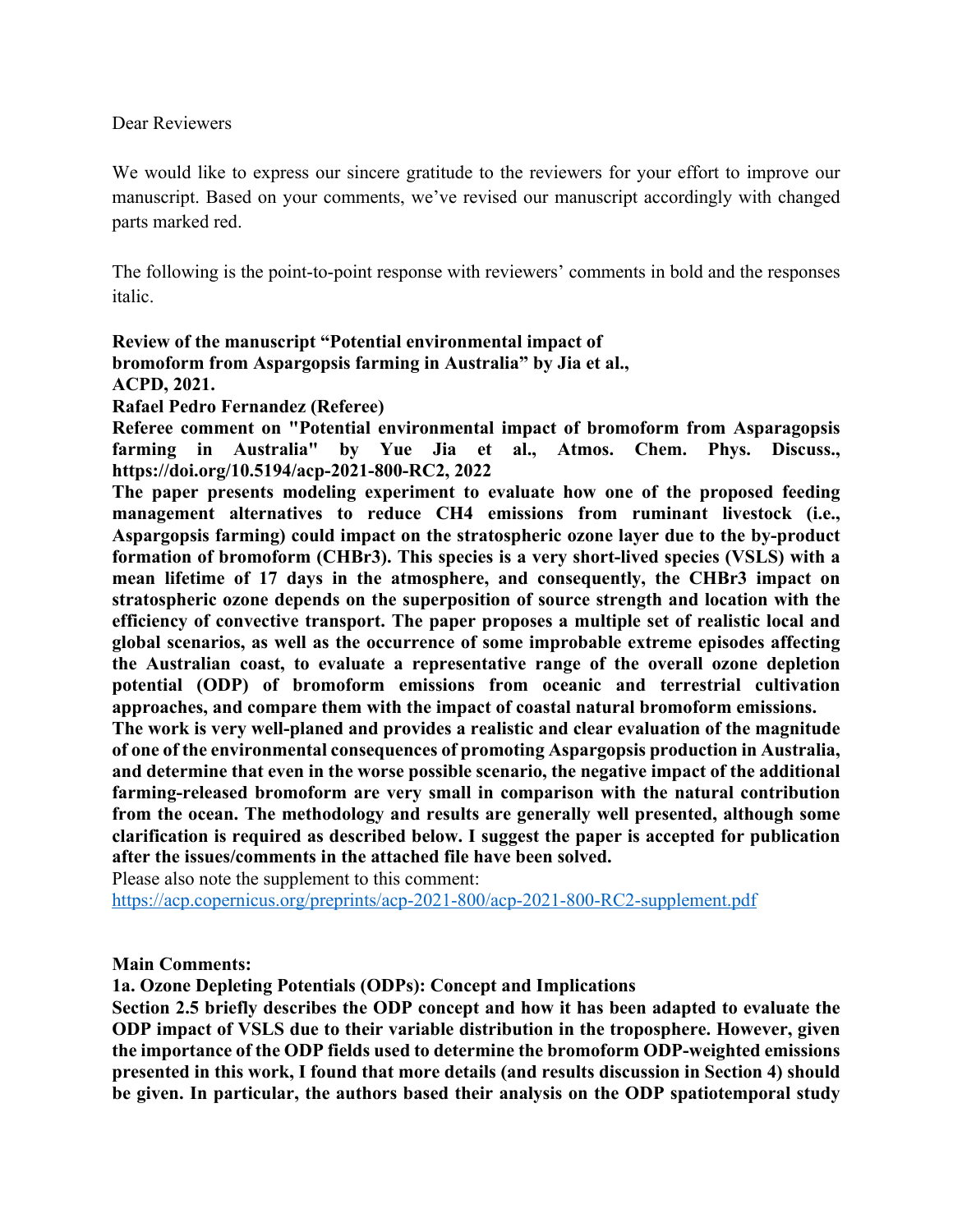Dear Reviewers

We would like to express our sincere gratitude to the reviewers for your effort to improve our manuscript. Based on your comments, we've revised our manuscript accordingly with changed parts marked red.

The following is the point-to-point response with reviewers' comments in bold and the responses italic.

**Review of the manuscript "Potential environmental impact of bromoform from Aspargopsis farming in Australia" by Jia et al., ACPD, 2021.**

**Rafael Pedro Fernandez (Referee)**

**Referee comment on "Potential environmental impact of bromoform from Asparagopsis farming in Australia" by Yue Jia et al., Atmos. Chem. Phys. Discuss., https://doi.org/10.5194/acp-2021-800-RC2, 2022**

**The paper presents modeling experiment to evaluate how one of the proposed feeding management alternatives to reduce $CH_4$ emissions from ruminant livestock (i.e., Aspargopsis farming) could impact on the stratospheric ozone layer due to the by-product formation of bromoform ($CHBr_3$). This species is a very short-lived species (VSLS) with a mean lifetime of 17 days in the atmosphere, and consequently, the $CHBr_3$ impact on stratospheric ozone depends on the superposition of source strength and location with the efficiency of convective transport. The paper proposes a multiple set of realistic local and global scenarios, as well as the occurrence of some improbable extreme episodes affecting the Australian coast, to evaluate a representative range of the overall ozone depletion potential (ODP) of bromoform emissions from oceanic and terrestrial cultivation approaches, and compare them with the impact of coastal natural bromoform emissions.**

**The work is very well-planed and provides a realistic and clear evaluation of the magnitude of one of the environmental consequences of promoting Aspargopsis production in Australia, and determine that even in the worse possible scenario, the negative impact of the additional farming-released bromoform are very small in comparison with the natural contribution from the ocean. The methodology and results are generally well presented, although some clarification is required as described below. I suggest the paper is accepted for publication after the issues/comments in the attached file have been solved.**

Please also note the supplement to this comment:
https://acp.copernicus.org/preprints/acp-2021-800/acp-2021-800-RC2-supplement.pdf

**Main Comments:**

**1a. Ozone Depleting Potentials (ODPs): Concept and Implications**

**Section 2.5 briefly describes the ODP concept and how it has been adapted to evaluate the ODP impact of VSLS due to their variable distribution in the troposphere. However, given the importance of the ODP fields used to determine the bromoform ODP-weighted emissions presented in this work, I found that more details (and results discussion in Section 4) should be given. In particular, the authors based their analysis on the ODP spatiotemporal study**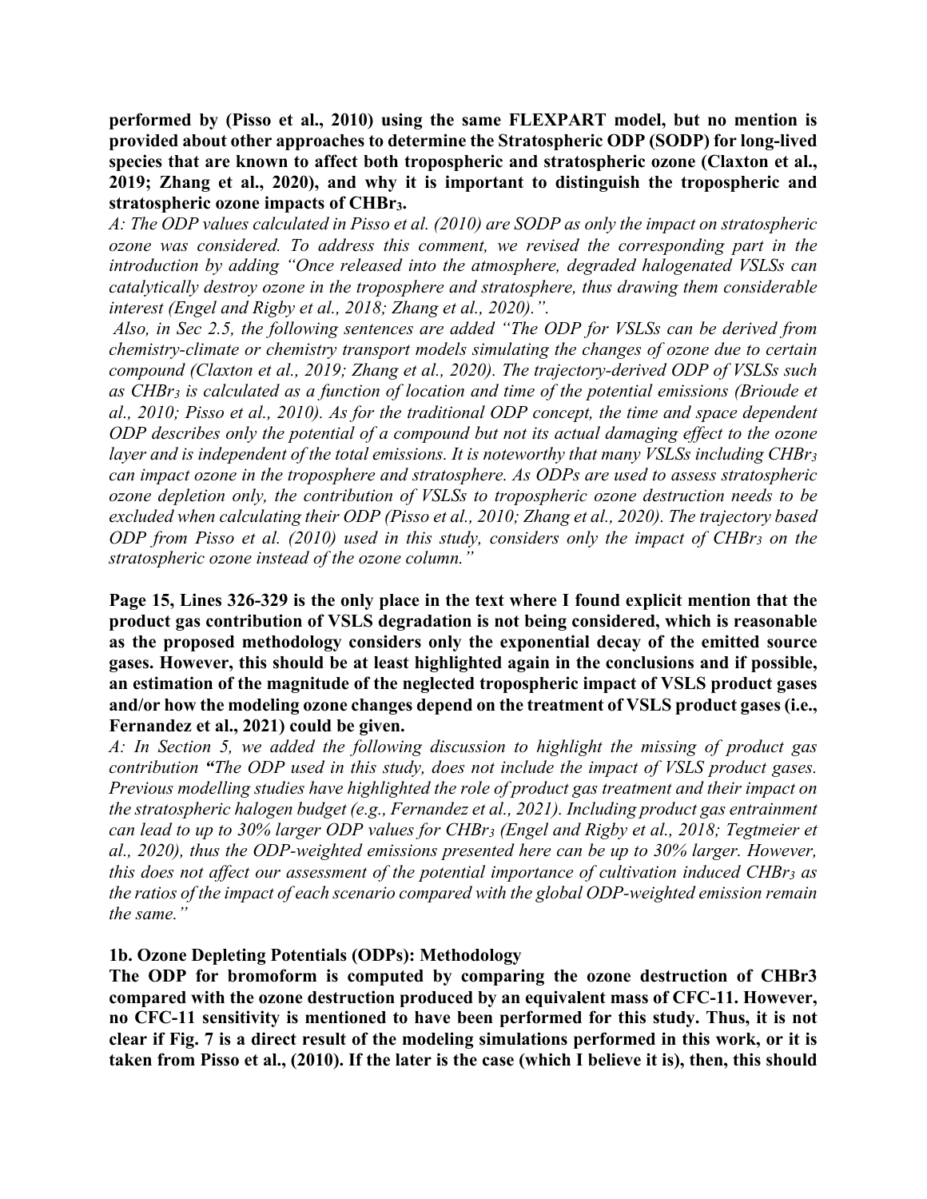**performed by (Pisso et al., 2010) using the same FLEXPART model, but no mention is provided about other approaches to determine the Stratospheric ODP (SODP) for long-lived species that are known to affect both tropospheric and stratospheric ozone (Claxton et al., 2019; Zhang et al., 2020), and why it is important to distinguish the tropospheric and stratospheric ozone impacts of $CHBr_3$.**

*A: The ODP values calculated in Pisso et al. (2010) are SODP as only the impact on stratospheric ozone was considered. To address this comment, we revised the corresponding part in the introduction by adding "Once released into the atmosphere, degraded halogenated VSLSs can catalytically destroy ozone in the troposphere and stratosphere, thus drawing them considerable interest (Engel and Rigby et al., 2018; Zhang et al., 2020).".*

*Also, in Sec 2.5, the following sentences are added "The ODP for VSLSs can be derived from chemistry-climate or chemistry transport models simulating the changes of ozone due to certain compound (Claxton et al., 2019; Zhang et al., 2020). The trajectory-derived ODP of VSLSs such as $CHBr_3$ is calculated as a function of location and time of the potential emissions (Brioude et al., 2010; Pisso et al., 2010). As for the traditional ODP concept, the time and space dependent ODP describes only the potential of a compound but not its actual damaging effect to the ozone layer and is independent of the total emissions. It is noteworthy that many VSLSs including $CHBr_3$ can impact ozone in the troposphere and stratosphere. As ODPs are used to assess stratospheric ozone depletion only, the contribution of VSLSs to tropospheric ozone destruction needs to be excluded when calculating their ODP (Pisso et al., 2010; Zhang et al., 2020). The trajectory based ODP from Pisso et al. (2010) used in this study, considers only the impact of $CHBr_3$ on the stratospheric ozone instead of the ozone column."*

**Page 15, Lines 326-329 is the only place in the text where I found explicit mention that the product gas contribution of VSLS degradation is not being considered, which is reasonable as the proposed methodology considers only the exponential decay of the emitted source gases. However, this should be at least highlighted again in the conclusions and if possible, an estimation of the magnitude of the neglected tropospheric impact of VSLS product gases and/or how the modeling ozone changes depend on the treatment of VSLS product gases (i.e., Fernandez et al., 2021) could be given.**

*A: In Section 5, we added the following discussion to highlight the missing of product gas contribution "The ODP used in this study, does not include the impact of VSLS product gases. Previous modelling studies have highlighted the role of product gas treatment and their impact on the stratospheric halogen budget (e.g., Fernandez et al., 2021). Including product gas entrainment can lead to up to 30% larger ODP values for $CHBr_3$ (Engel and Rigby et al., 2018; Tegtmeier et al., 2020), thus the ODP-weighted emissions presented here can be up to 30% larger. However, this does not affect our assessment of the potential importance of cultivation induced $CHBr_3$ as the ratios of the impact of each scenario compared with the global ODP-weighted emission remain the same."*

**1b. Ozone Depleting Potentials (ODPs): Methodology**

**The ODP for bromoform is computed by comparing the ozone destruction of CHBr3 compared with the ozone destruction produced by an equivalent mass of CFC-11. However, no CFC-11 sensitivity is mentioned to have been performed for this study. Thus, it is not clear if Fig. 7 is a direct result of the modeling simulations performed in this work, or it is taken from Pisso et al., (2010). If the later is the case (which I believe it is), then, this should**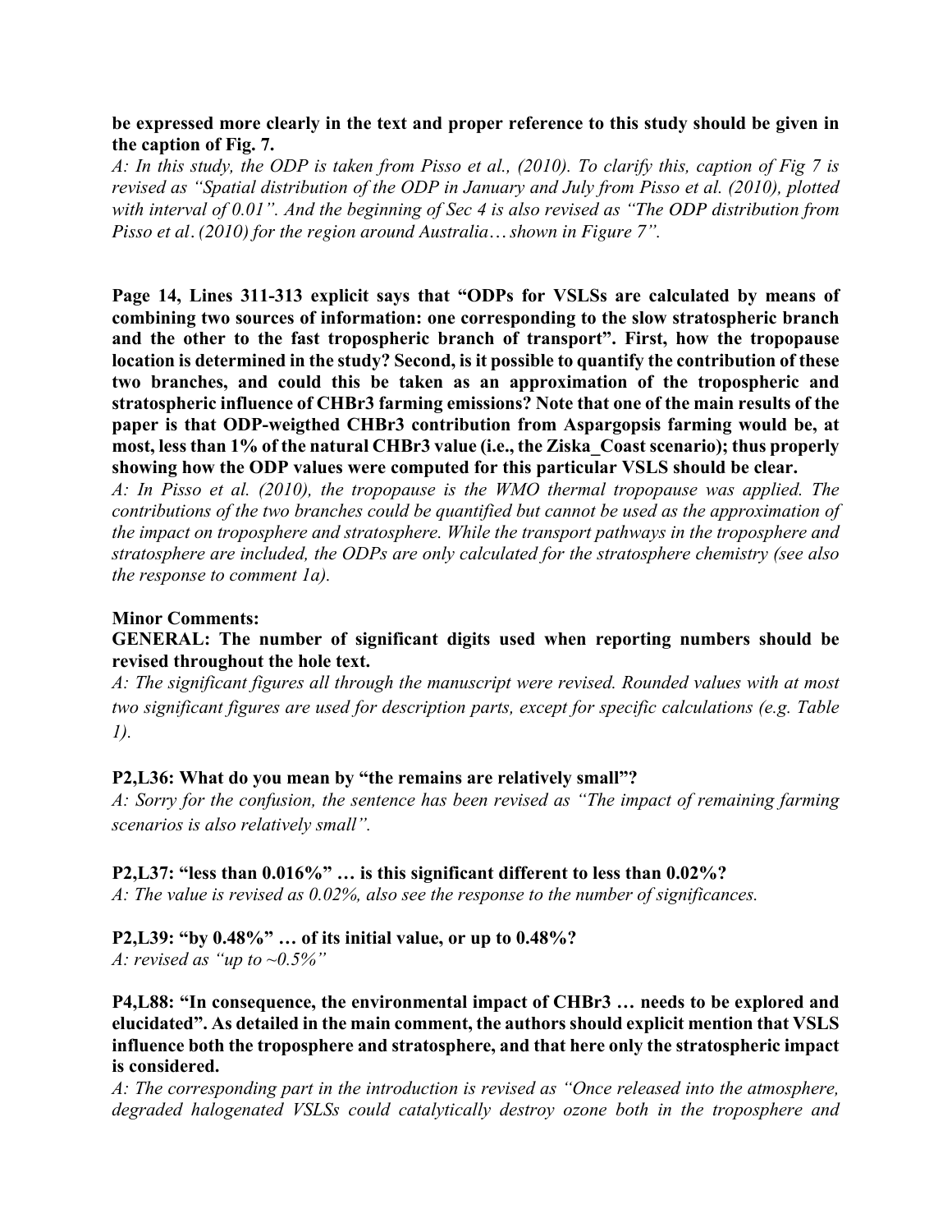**be expressed more clearly in the text and proper reference to this study should be given in the caption of Fig. 7.**

*A: In this study, the ODP is taken from Pisso et al., (2010). To clarify this, caption of Fig 7 is revised as "Spatial distribution of the ODP in January and July from Pisso et al. (2010), plotted with interval of 0.01". And the beginning of Sec 4 is also revised as "The ODP distribution from Pisso et al. (2010) for the region around Australia… shown in Figure 7".*

**Page 14, Lines 311-313 explicit says that "ODPs for VSLSs are calculated by means of combining two sources of information: one corresponding to the slow stratospheric branch and the other to the fast tropospheric branch of transport". First, how the tropopause location is determined in the study? Second, is it possible to quantify the contribution of these two branches, and could this be taken as an approximation of the tropospheric and stratospheric influence of $CHBr_3$ farming emissions? Note that one of the main results of the paper is that ODP-weigthed $CHBr_3$ contribution from Aspargopsis farming would be, at most, less than 1% of the natural $CHBr_3$ value (i.e., the Ziska_Coast scenario); thus properly showing how the ODP values were computed for this particular VSLS should be clear.**

*A: In Pisso et al. (2010), the tropopause is the WMO thermal tropopause was applied. The contributions of the two branches could be quantified but cannot be used as the approximation of the impact on troposphere and stratosphere. While the transport pathways in the troposphere and stratosphere are included, the ODPs are only calculated for the stratosphere chemistry (see also the response to comment 1a).*

**Minor Comments:**

**GENERAL: The number of significant digits used when reporting numbers should be revised throughout the hole text.**

*A: The significant figures all through the manuscript were revised. Rounded values with at most two significant figures are used for description parts, except for specific calculations (e.g. Table 1).*

**P2,L36: What do you mean by "the remains are relatively small"?**

*A: Sorry for the confusion, the sentence has been revised as "The impact of remaining farming scenarios is also relatively small".*

**P2,L37: "less than 0.016%" … is this significant different to less than 0.02%?**

*A: The value is revised as 0.02%, also see the response to the number of significances.*

**P2,L39: "by 0.48%" … of its initial value, or up to 0.48%?**

*A: revised as "up to ~0.5%"*

**P4,L88: "In consequence, the environmental impact of $CHBr_3$ … needs to be explored and elucidated". As detailed in the main comment, the authors should explicit mention that VSLS influence both the troposphere and stratosphere, and that here only the stratospheric impact is considered.**

*A: The corresponding part in the introduction is revised as "Once released into the atmosphere, degraded halogenated VSLSs could catalytically destroy ozone both in the troposphere and*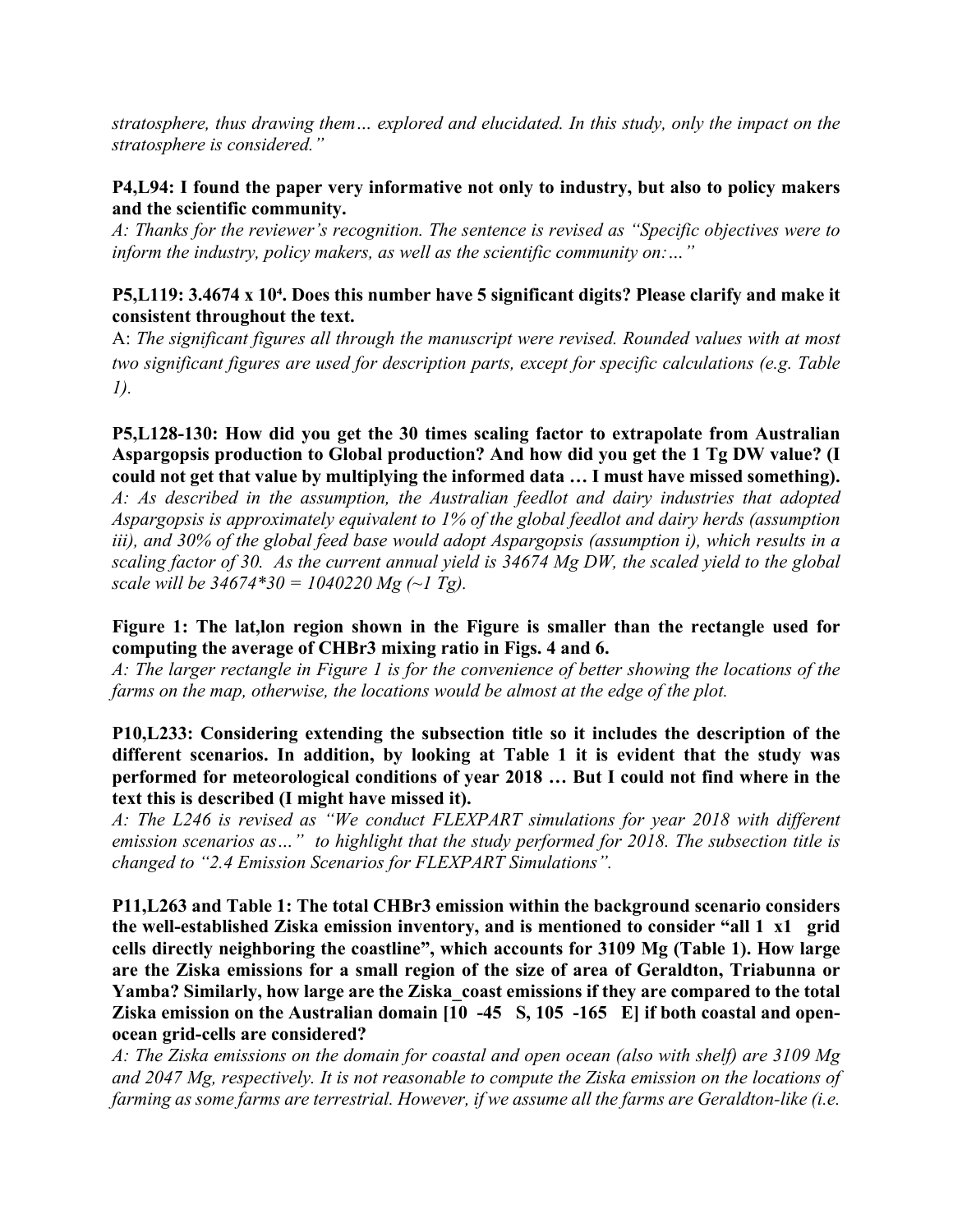*stratosphere, thus drawing them… explored and elucidated. In this study, only the impact on the stratosphere is considered."*

**P4,L94: I found the paper very informative not only to industry, but also to policy makers and the scientific community.**

*A: Thanks for the reviewer's recognition. The sentence is revised as "Specific objectives were to inform the industry, policy makers, as well as the scientific community on:…"*

**P5,L119: $3.4674 \times 10^4$. Does this number have 5 significant digits? Please clarify and make it consistent throughout the text.**

A: *The significant figures all through the manuscript were revised. Rounded values with at most two significant figures are used for description parts, except for specific calculations (e.g. Table 1).*

**P5,L128-130: How did you get the 30 times scaling factor to extrapolate from Australian Aspargopsis production to Global production? And how did you get the 1 Tg DW value? (I could not get that value by multiplying the informed data … I must have missed something).**

*A: As described in the assumption, the Australian feedlot and dairy industries that adopted Aspargopsis is approximately equivalent to 1% of the global feedlot and dairy herds (assumption iii), and 30% of the global feed base would adopt Aspargopsis (assumption i), which results in a scaling factor of 30. As the current annual yield is 34674 Mg DW, the scaled yield to the global scale will be 34674\*30 = 1040220 Mg (~1 Tg).*

**Figure 1: The lat,lon region shown in the Figure is smaller than the rectangle used for computing the average of $CHBr_3$ mixing ratio in Figs. 4 and 6.**

*A: The larger rectangle in Figure 1 is for the convenience of better showing the locations of the farms on the map, otherwise, the locations would be almost at the edge of the plot.*

**P10,L233: Considering extending the subsection title so it includes the description of the different scenarios. In addition, by looking at Table 1 it is evident that the study was performed for meteorological conditions of year 2018 … But I could not find where in the text this is described (I might have missed it).**

*A: The L246 is revised as "We conduct FLEXPART simulations for year 2018 with different emission scenarios as…" to highlight that the study performed for 2018. The subsection title is changed to "2.4 Emission Scenarios for FLEXPART Simulations".*

**P11,L263 and Table 1: The total $CHBr_3$ emission within the background scenario considers the well-established Ziska emission inventory, and is mentioned to consider "all 1 x1 grid cells directly neighboring the coastline", which accounts for 3109 Mg (Table 1). How large are the Ziska emissions for a small region of the size of area of Geraldton, Triabunna or Yamba? Similarly, how large are the Ziska_coast emissions if they are compared to the total Ziska emission on the Australian domain [10 -45 S, 105 -165 E] if both coastal and open-ocean grid-cells are considered?**

*A: The Ziska emissions on the domain for coastal and open ocean (also with shelf) are 3109 Mg and 2047 Mg, respectively. It is not reasonable to compute the Ziska emission on the locations of farming as some farms are terrestrial. However, if we assume all the farms are Geraldton-like (i.e.*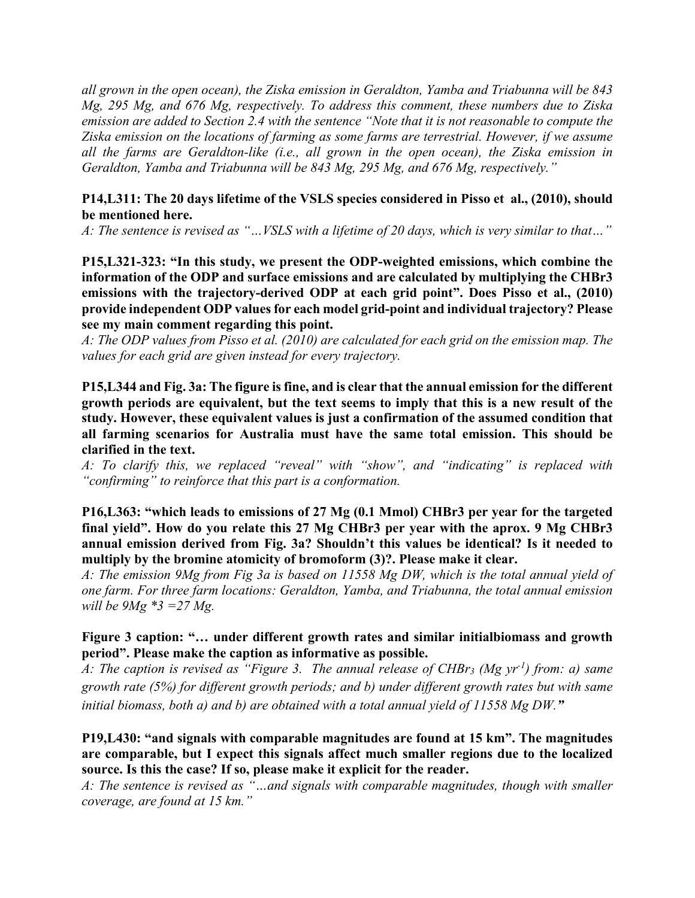*all grown in the open ocean), the Ziska emission in Geraldton, Yamba and Triabunna will be 843 Mg, 295 Mg, and 676 Mg, respectively. To address this comment, these numbers due to Ziska emission are added to Section 2.4 with the sentence "Note that it is not reasonable to compute the Ziska emission on the locations of farming as some farms are terrestrial. However, if we assume all the farms are Geraldton-like (i.e., all grown in the open ocean), the Ziska emission in Geraldton, Yamba and Triabunna will be 843 Mg, 295 Mg, and 676 Mg, respectively."*

**P14,L311: The 20 days lifetime of the VSLS species considered in Pisso et al., (2010), should be mentioned here.**

*A: The sentence is revised as "…VSLS with a lifetime of 20 days, which is very similar to that…"*

**P15,L321-323: "In this study, we present the ODP-weighted emissions, which combine the information of the ODP and surface emissions and are calculated by multiplying the CHBr3 emissions with the trajectory-derived ODP at each grid point". Does Pisso et al., (2010) provide independent ODP values for each model grid-point and individual trajectory? Please see my main comment regarding this point.**

*A: The ODP values from Pisso et al. (2010) are calculated for each grid on the emission map. The values for each grid are given instead for every trajectory.*

**P15,L344 and Fig. 3a: The figure is fine, and is clear that the annual emission for the different growth periods are equivalent, but the text seems to imply that this is a new result of the study. However, these equivalent values is just a confirmation of the assumed condition that all farming scenarios for Australia must have the same total emission. This should be clarified in the text.**

*A: To clarify this, we replaced "reveal" with "show", and "indicating" is replaced with "confirming" to reinforce that this part is a conformation.*

**P16,L363: "which leads to emissions of 27 Mg (0.1 Mmol) CHBr3 per year for the targeted final yield". How do you relate this 27 Mg CHBr3 per year with the aprox. 9 Mg CHBr3 annual emission derived from Fig. 3a? Shouldn't this values be identical? Is it needed to multiply by the bromine atomicity of bromoform (3)?. Please make it clear.**

*A: The emission 9Mg from Fig 3a is based on 11558 Mg DW, which is the total annual yield of one farm. For three farm locations: Geraldton, Yamba, and Triabunna, the total annual emission will be 9Mg \*3 =27 Mg.*

**Figure 3 caption: "… under different growth rates and similar initialbiomass and growth period". Please make the caption as informative as possible.**

*A: The caption is revised as "Figure 3. The annual release of $CHBr_3$ (Mg $yr^{-1}$) from: a) same growth rate (5%) for different growth periods; and b) under different growth rates but with same initial biomass, both a) and b) are obtained with a total annual yield of 11558 Mg DW."*

**P19,L430: "and signals with comparable magnitudes are found at 15 km". The magnitudes are comparable, but I expect this signals affect much smaller regions due to the localized source. Is this the case? If so, please make it explicit for the reader.**

*A: The sentence is revised as "…and signals with comparable magnitudes, though with smaller coverage, are found at 15 km."*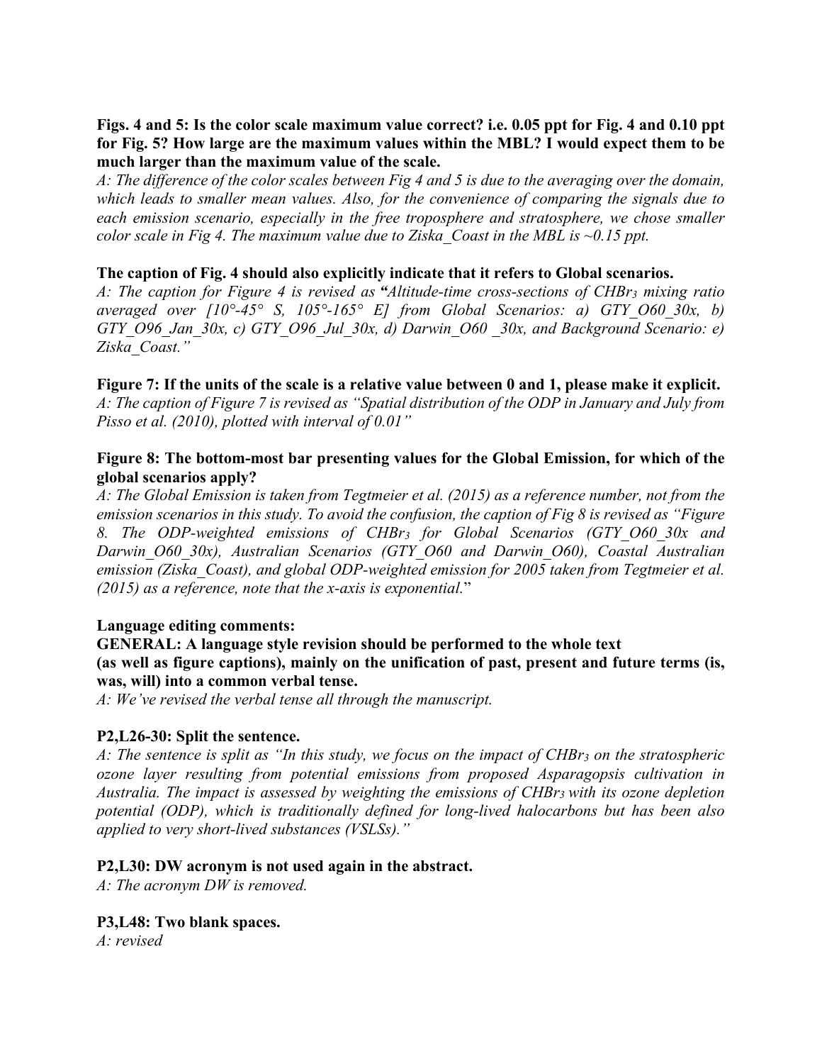**Figs. 4 and 5: Is the color scale maximum value correct? i.e. 0.05 ppt for Fig. 4 and 0.10 ppt for Fig. 5? How large are the maximum values within the MBL? I would expect them to be much larger than the maximum value of the scale.**

*A: The difference of the color scales between Fig 4 and 5 is due to the averaging over the domain, which leads to smaller mean values. Also, for the convenience of comparing the signals due to each emission scenario, especially in the free troposphere and stratosphere, we chose smaller color scale in Fig 4. The maximum value due to Ziska_Coast in the MBL is ~0.15 ppt.*

**The caption of Fig. 4 should also explicitly indicate that it refers to Global scenarios.**

*A: The caption for Figure 4 is revised as "Altitude-time cross-sections of $CHBr_3$ mixing ratio averaged over [10°-45° S, 105°-165° E] from Global Scenarios: a) GTY_O60_30x, b) GTY_O96_Jan_30x, c) GTY_O96_Jul_30x, d) Darwin_O60 _30x, and Background Scenario: e) Ziska_Coast."*

**Figure 7: If the units of the scale is a relative value between 0 and 1, please make it explicit.**

*A: The caption of Figure 7 is revised as "Spatial distribution of the ODP in January and July from Pisso et al. (2010), plotted with interval of 0.01"*

**Figure 8: The bottom-most bar presenting values for the Global Emission, for which of the global scenarios apply?**

*A: The Global Emission is taken from Tegtmeier et al. (2015) as a reference number, not from the emission scenarios in this study. To avoid the confusion, the caption of Fig 8 is revised as "Figure 8. The ODP-weighted emissions of $CHBr_3$ for Global Scenarios (GTY_O60_30x and Darwin_O60_30x), Australian Scenarios (GTY_O60 and Darwin_O60), Coastal Australian emission (Ziska_Coast), and global ODP-weighted emission for 2005 taken from Tegtmeier et al. (2015) as a reference, note that the x-axis is exponential."*

**Language editing comments:**

**GENERAL: A language style revision should be performed to the whole text (as well as figure captions), mainly on the unification of past, present and future terms (is, was, will) into a common verbal tense.**

*A: We've revised the verbal tense all through the manuscript.*

**P2,L26-30: Split the sentence.**

*A: The sentence is split as "In this study, we focus on the impact of $CHBr_3$ on the stratospheric ozone layer resulting from potential emissions from proposed Asparagopsis cultivation in Australia. The impact is assessed by weighting the emissions of $CHBr_3$ with its ozone depletion potential (ODP), which is traditionally defined for long-lived halocarbons but has been also applied to very short-lived substances (VSLSs)."*

**P2,L30: DW acronym is not used again in the abstract.**

*A: The acronym DW is removed.*

**P3,L48: Two blank spaces.**

*A: revised*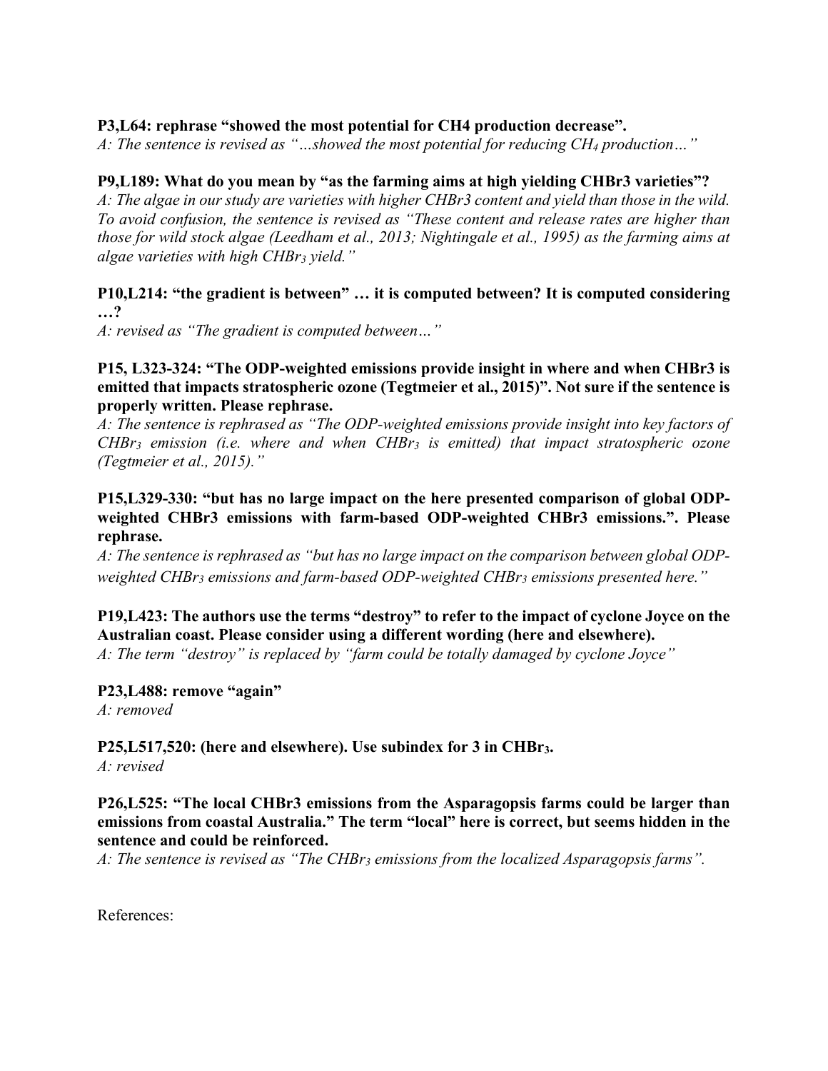**P3,L64: rephrase "showed the most potential for CH4 production decrease".**

*A: The sentence is revised as "…showed the most potential for reducing $CH_4$ production…"*

**P9,L189: What do you mean by "as the farming aims at high yielding CHBr3 varieties"?**

*A: The algae in our study are varieties with higher CHBr3 content and yield than those in the wild. To avoid confusion, the sentence is revised as "These content and release rates are higher than those for wild stock algae (Leedham et al., 2013; Nightingale et al., 1995) as the farming aims at algae varieties with high $CHBr_3$ yield."*

**P10,L214: "the gradient is between" … it is computed between? It is computed considering …?**

*A: revised as "The gradient is computed between…"*

**P15, L323-324: "The ODP-weighted emissions provide insight in where and when CHBr3 is emitted that impacts stratospheric ozone (Tegtmeier et al., 2015)". Not sure if the sentence is properly written. Please rephrase.**

*A: The sentence is rephrased as "The ODP-weighted emissions provide insight into key factors of $CHBr_3$ emission (i.e. where and when $CHBr_3$ is emitted) that impact stratospheric ozone (Tegtmeier et al., 2015)."*

**P15,L329-330: "but has no large impact on the here presented comparison of global ODP-weighted CHBr3 emissions with farm-based ODP-weighted CHBr3 emissions.". Please rephrase.**

*A: The sentence is rephrased as "but has no large impact on the comparison between global ODP-weighted $CHBr_3$ emissions and farm-based ODP-weighted $CHBr_3$ emissions presented here."*

**P19,L423: The authors use the terms "destroy" to refer to the impact of cyclone Joyce on the Australian coast. Please consider using a different wording (here and elsewhere).**

*A: The term "destroy" is replaced by "farm could be totally damaged by cyclone Joyce"*

**P23,L488: remove "again"**

*A: removed*

**P25,L517,520: (here and elsewhere). Use subindex for 3 in $CHBr_3$.**

*A: revised*

**P26,L525: "The local CHBr3 emissions from the Asparagopsis farms could be larger than emissions from coastal Australia." The term "local" here is correct, but seems hidden in the sentence and could be reinforced.**

*A: The sentence is revised as "The $CHBr_3$ emissions from the localized Asparagopsis farms".*

References: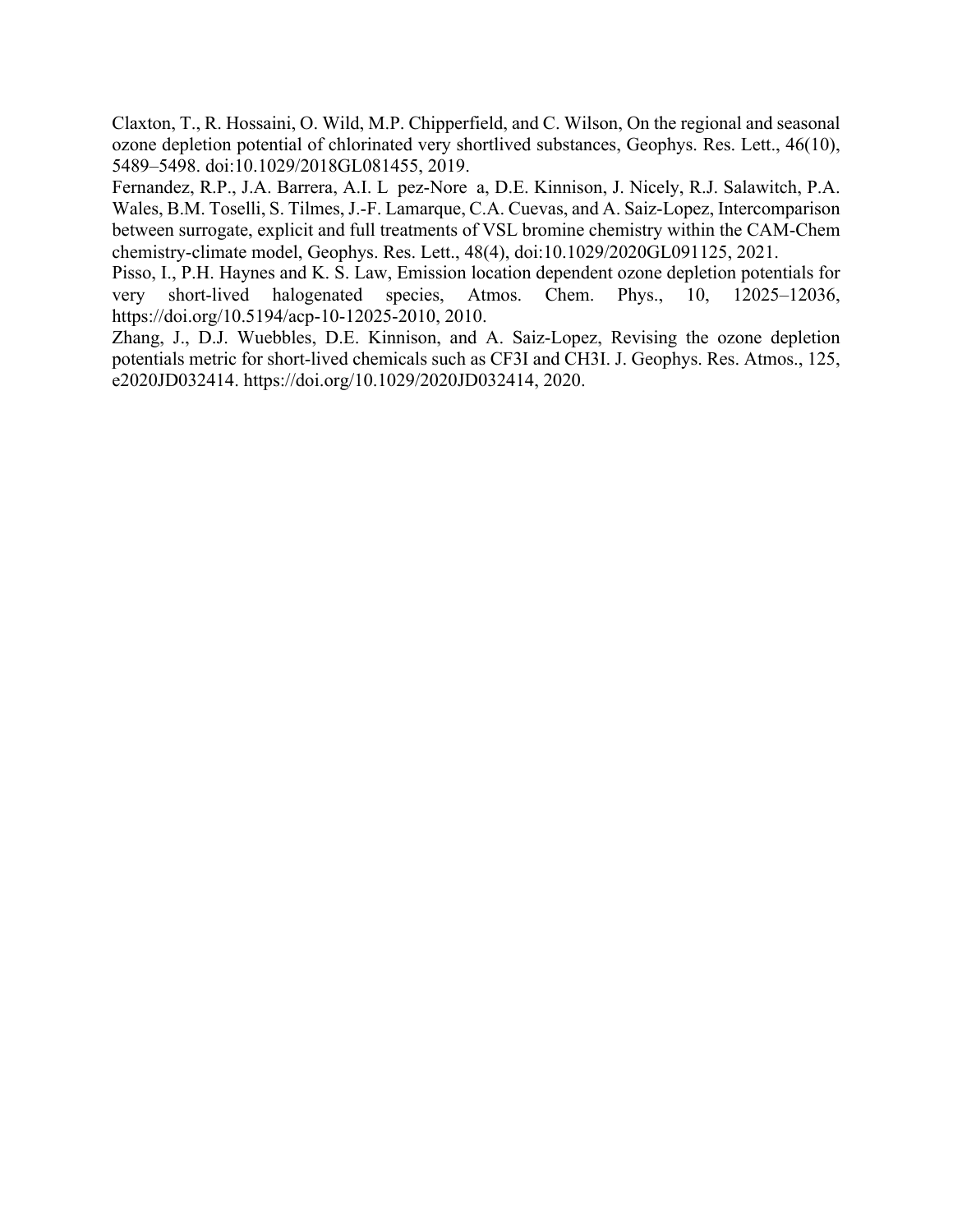Claxton, T., R. Hossaini, O. Wild, M.P. Chipperfield, and C. Wilson, On the regional and seasonal ozone depletion potential of chlorinated very shortlived substances, Geophys. Res. Lett., 46(10), 5489–5498. doi:10.1029/2018GL081455, 2019.

Fernandez, R.P., J.A. Barrera, A.I. L pez-Nore a, D.E. Kinnison, J. Nicely, R.J. Salawitch, P.A. Wales, B.M. Toselli, S. Tilmes, J.-F. Lamarque, C.A. Cuevas, and A. Saiz-Lopez, Intercomparison between surrogate, explicit and full treatments of VSL bromine chemistry within the CAM-Chem chemistry-climate model, Geophys. Res. Lett., 48(4), doi:10.1029/2020GL091125, 2021.

Pisso, I., P.H. Haynes and K. S. Law, Emission location dependent ozone depletion potentials for very short-lived halogenated species, Atmos. Chem. Phys., 10, 12025–12036, https://doi.org/10.5194/acp-10-12025-2010, 2010.

Zhang, J., D.J. Wuebbles, D.E. Kinnison, and A. Saiz-Lopez, Revising the ozone depletion potentials metric for short-lived chemicals such as $CF_3I$ and $CH_3I$. J. Geophys. Res. Atmos., 125, e2020JD032414. https://doi.org/10.1029/2020JD032414, 2020.